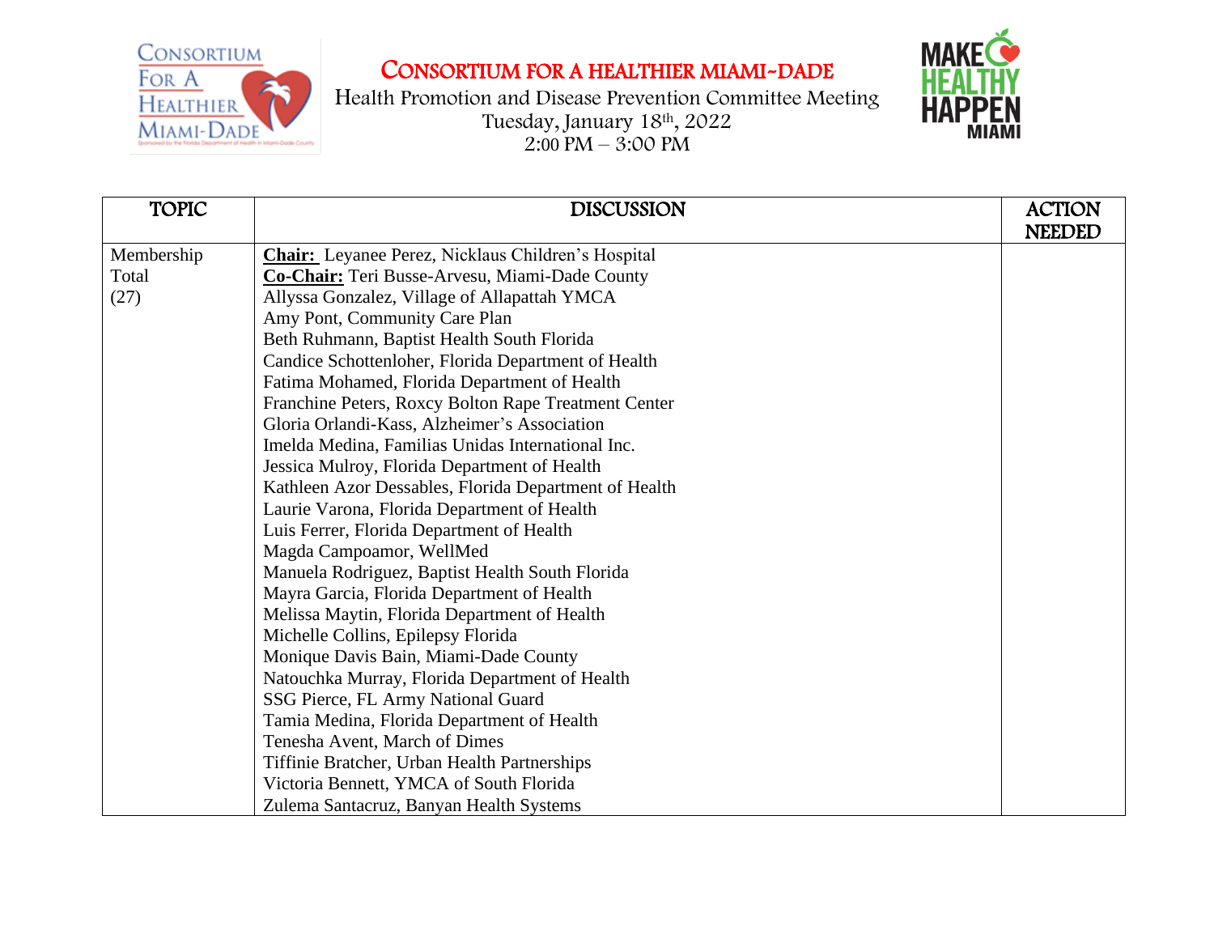# CONSORTIUM FOR A HEALTHIER MIAMI-DADE

Health Promotion and Disease Prevention Committee Meeting
Tuesday, January 18th, 2022
2:00 PM – 3:00 PM

| TOPIC | DISCUSSION | ACTION NEEDED |
|---|---|---|
| Membership Total (27) | **Chair:** Leyanee Perez, Nicklaus Children's Hospital<br>**Co-Chair:** Teri Busse-Arvesu, Miami-Dade County<br>Allyssa Gonzalez, Village of Allapattah YMCA<br>Amy Pont, Community Care Plan<br>Beth Ruhmann, Baptist Health South Florida<br>Candice Schottenloher, Florida Department of Health<br>Fatima Mohamed, Florida Department of Health<br>Franchine Peters, Roxcy Bolton Rape Treatment Center<br>Gloria Orlandi-Kass, Alzheimer's Association<br>Imelda Medina, Familias Unidas International Inc.<br>Jessica Mulroy, Florida Department of Health<br>Kathleen Azor Dessables, Florida Department of Health<br>Laurie Varona, Florida Department of Health<br>Luis Ferrer, Florida Department of Health<br>Magda Campoamor, WellMed<br>Manuela Rodriguez, Baptist Health South Florida<br>Mayra Garcia, Florida Department of Health<br>Melissa Maytin, Florida Department of Health<br>Michelle Collins, Epilepsy Florida<br>Monique Davis Bain, Miami-Dade County<br>Natouchka Murray, Florida Department of Health<br>SSG Pierce, FL Army National Guard<br>Tamia Medina, Florida Department of Health<br>Tenesha Avent, March of Dimes<br>Tiffinie Bratcher, Urban Health Partnerships<br>Victoria Bennett, YMCA of South Florida<br>Zulema Santacruz, Banyan Health Systems | |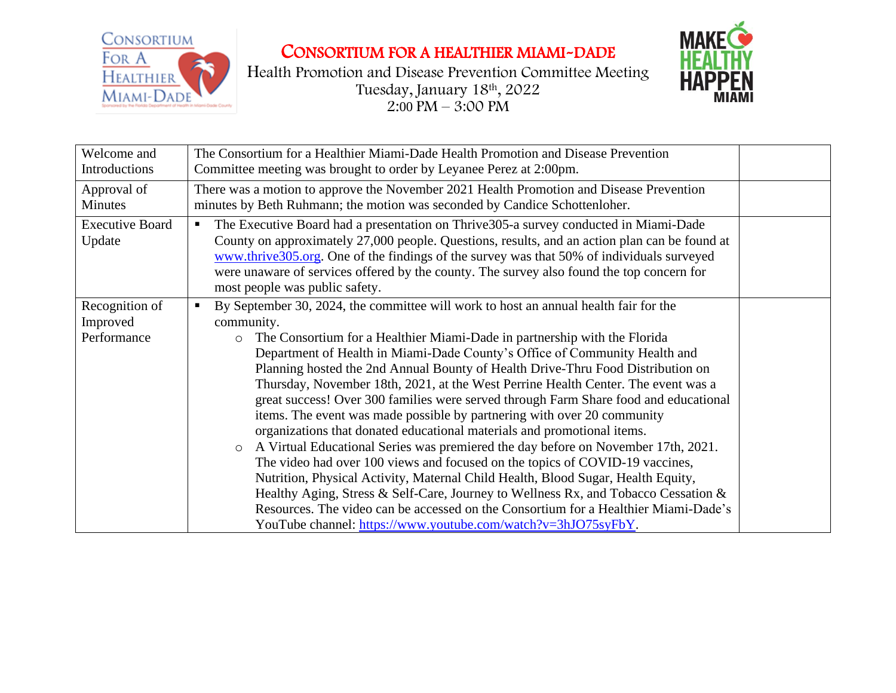# Consortium for a Healthier Miami-Dade

Health Promotion and Disease Prevention Committee Meeting
Tuesday, January 18th, 2022
2:00 PM – 3:00 PM

| | | |
|---|---|---|
| Welcome and Introductions | The Consortium for a Healthier Miami-Dade Health Promotion and Disease Prevention Committee meeting was brought to order by Leyanee Perez at 2:00pm. | |
| Approval of Minutes | There was a motion to approve the November 2021 Health Promotion and Disease Prevention minutes by Beth Ruhmann; the motion was seconded by Candice Schottenloher. | |
| Executive Board Update | ▪ The Executive Board had a presentation on Thrive305-a survey conducted in Miami-Dade County on approximately 27,000 people. Questions, results, and an action plan can be found at [www.thrive305.org](http://www.thrive305.org). One of the findings of the survey was that 50% of individuals surveyed were unaware of services offered by the county. The survey also found the top concern for most people was public safety. | |
| Recognition of Improved Performance | ▪ By September 30, 2024, the committee will work to host an annual health fair for the community.<br>&nbsp;&nbsp;&nbsp;&nbsp;○ The Consortium for a Healthier Miami-Dade in partnership with the Florida Department of Health in Miami-Dade County's Office of Community Health and Planning hosted the 2nd Annual Bounty of Health Drive-Thru Food Distribution on Thursday, November 18th, 2021, at the West Perrine Health Center. The event was a great success! Over 300 families were served through Farm Share food and educational items. The event was made possible by partnering with over 20 community organizations that donated educational materials and promotional items.<br>&nbsp;&nbsp;&nbsp;&nbsp;○ A Virtual Educational Series was premiered the day before on November 17th, 2021. The video had over 100 views and focused on the topics of COVID-19 vaccines, Nutrition, Physical Activity, Maternal Child Health, Blood Sugar, Health Equity, Healthy Aging, Stress & Self-Care, Journey to Wellness Rx, and Tobacco Cessation & Resources. The video can be accessed on the Consortium for a Healthier Miami-Dade's YouTube channel: [https://www.youtube.com/watch?v=3hJO75syFbY](https://www.youtube.com/watch?v=3hJO75syFbY). | |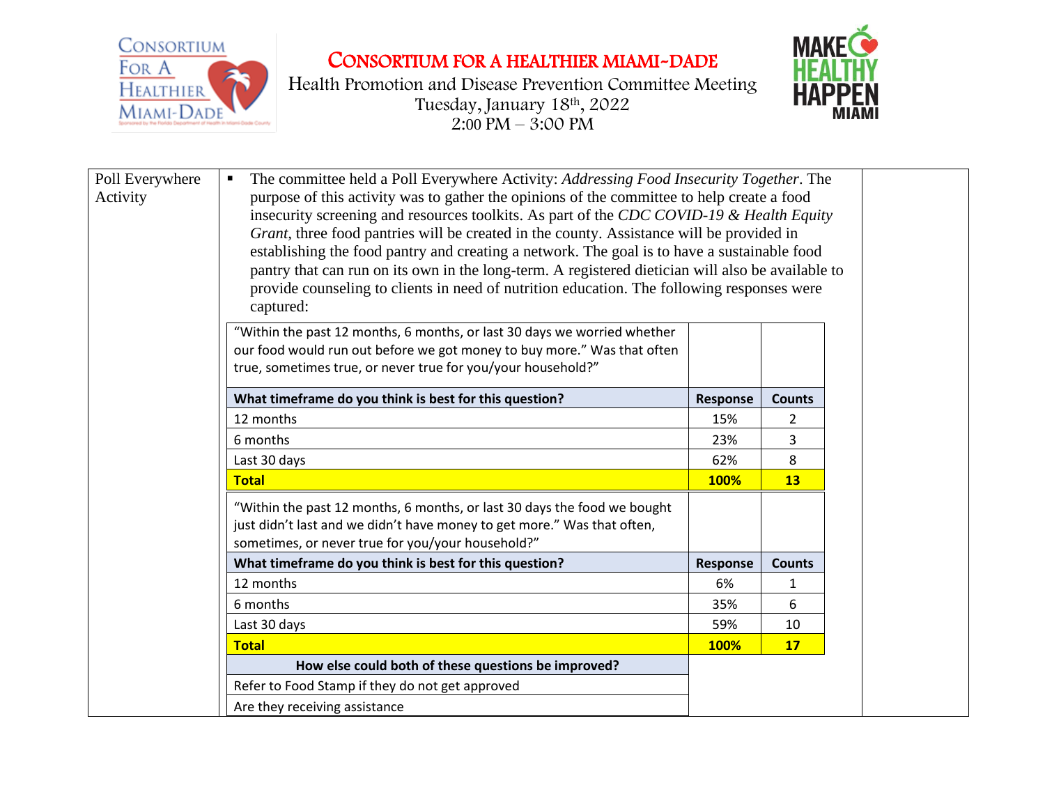# CONSORTIUM FOR A HEALTHIER MIAMI-DADE

Health Promotion and Disease Prevention Committee Meeting
Tuesday, January 18th, 2022
2:00 PM – 3:00 PM

**Poll Everywhere Activity**

- The committee held a Poll Everywhere Activity: *Addressing Food Insecurity Together*. The purpose of this activity was to gather the opinions of the committee to help create a food insecurity screening and resources toolkits. As part of the *CDC COVID-19 & Health Equity Grant*, three food pantries will be created in the county. Assistance will be provided in establishing the food pantry and creating a network. The goal is to have a sustainable food pantry that can run on its own in the long-term. A registered dietician will also be available to provide counseling to clients in need of nutrition education. The following responses were captured:

| "Within the past 12 months, 6 months, or last 30 days we worried whether our food would run out before we got money to buy more." Was that often true, sometimes true, or never true for you/your household?" | | |
|---|---|---|
| **What timeframe do you think is best for this question?** | **Response** | **Counts** |
| 12 months | 15% | 2 |
| 6 months | 23% | 3 |
| Last 30 days | 62% | 8 |
| **Total** | **100%** | **13** |

| "Within the past 12 months, 6 months, or last 30 days the food we bought just didn't last and we didn't have money to get more." Was that often, sometimes, or never true for you/your household?" | | |
|---|---|---|
| **What timeframe do you think is best for this question?** | **Response** | **Counts** |
| 12 months | 6% | 1 |
| 6 months | 35% | 6 |
| Last 30 days | 59% | 10 |
| **Total** | **100%** | **17** |

| **How else could both of these questions be improved?** |
|---|
| Refer to Food Stamp if they do not get approved |
| Are they receiving assistance |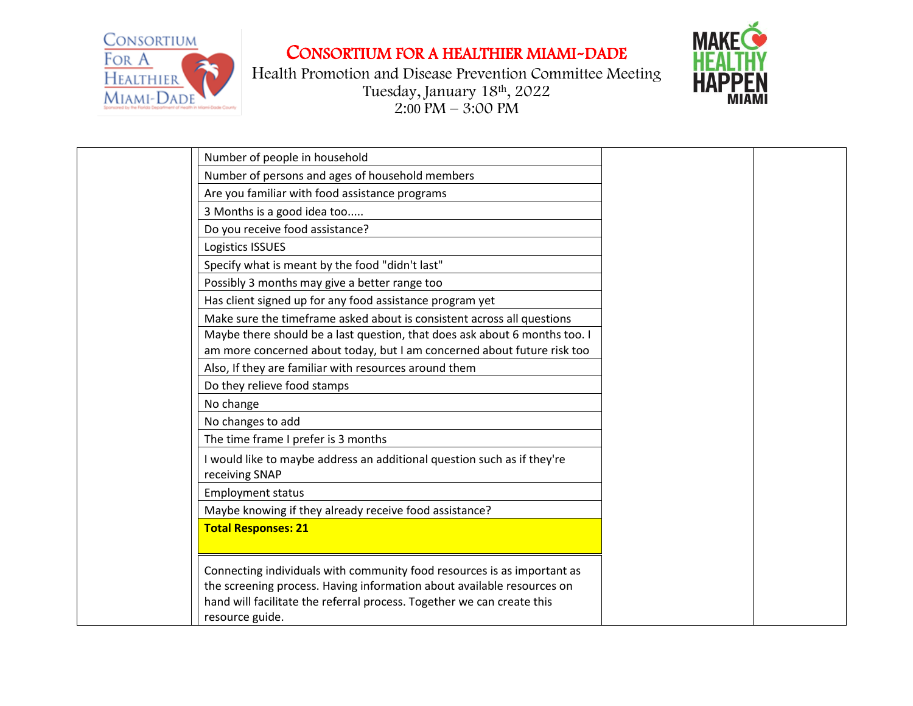# CONSORTIUM FOR A HEALTHIER MIAMI-DADE

Health Promotion and Disease Prevention Committee Meeting
Tuesday, January 18th, 2022
2:00 PM – 3:00 PM

| | | | |
|---|---|---|---|
| | Number of people in household | | |
| | Number of persons and ages of household members | | |
| | Are you familiar with food assistance programs | | |
| | 3 Months is a good idea too..... | | |
| | Do you receive food assistance? | | |
| | Logistics ISSUES | | |
| | Specify what is meant by the food "didn't last" | | |
| | Possibly 3 months may give a better range too | | |
| | Has client signed up for any food assistance program yet | | |
| | Make sure the timeframe asked about is consistent across all questions | | |
| | Maybe there should be a last question, that does ask about 6 months too. I am more concerned about today, but I am concerned about future risk too | | |
| | Also, If they are familiar with resources around them | | |
| | Do they relieve food stamps | | |
| | No change | | |
| | No changes to add | | |
| | The time frame I prefer is 3 months | | |
| | I would like to maybe address an additional question such as if they're receiving SNAP | | |
| | Employment status | | |
| | Maybe knowing if they already receive food assistance? | | |
| | **Total Responses: 21** | | |
| | Connecting individuals with community food resources is as important as the screening process. Having information about available resources on hand will facilitate the referral process. Together we can create this resource guide. | | |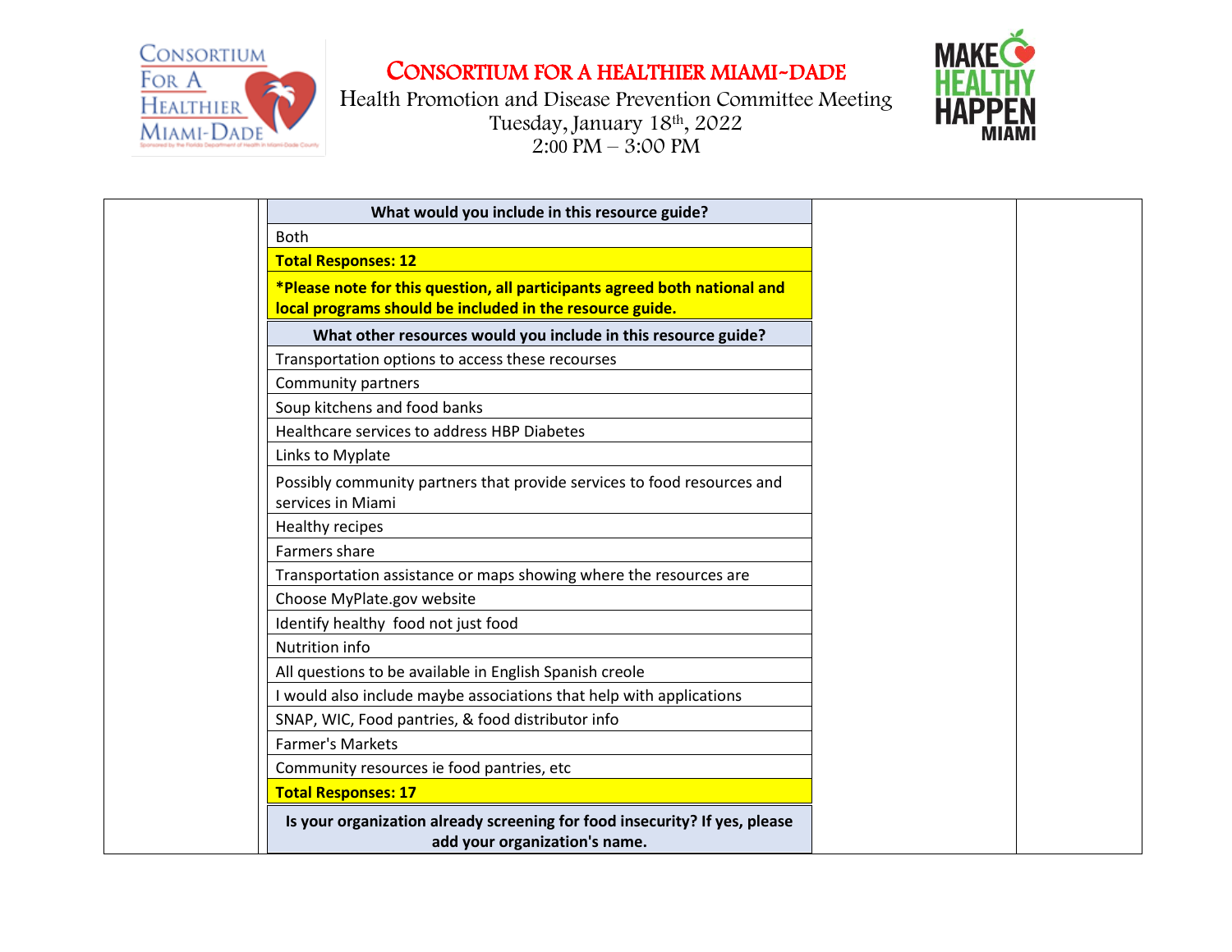# CONSORTIUM FOR A HEALTHIER MIAMI-DADE

Health Promotion and Disease Prevention Committee Meeting
Tuesday, January 18th, 2022
2:00 PM – 3:00 PM

| | | | |
|---|---|---|---|
| | **What would you include in this resource guide?** | | |
| | Both | | |
| | **Total Responses: 12** | | |
| | ***Please note for this question, all participants agreed both national and local programs should be included in the resource guide.** | | |
| | **What other resources would you include in this resource guide?** | | |
| | Transportation options to access these recourses | | |
| | Community partners | | |
| | Soup kitchens and food banks | | |
| | Healthcare services to address HBP Diabetes | | |
| | Links to Myplate | | |
| | Possibly community partners that provide services to food resources and services in Miami | | |
| | Healthy recipes | | |
| | Farmers share | | |
| | Transportation assistance or maps showing where the resources are | | |
| | Choose MyPlate.gov website | | |
| | Identify healthy food not just food | | |
| | Nutrition info | | |
| | All questions to be available in English Spanish creole | | |
| | I would also include maybe associations that help with applications | | |
| | SNAP, WIC, Food pantries, & food distributor info | | |
| | Farmer's Markets | | |
| | Community resources ie food pantries, etc | | |
| | **Total Responses: 17** | | |
| | **Is your organization already screening for food insecurity? If yes, please add your organization's name.** | | |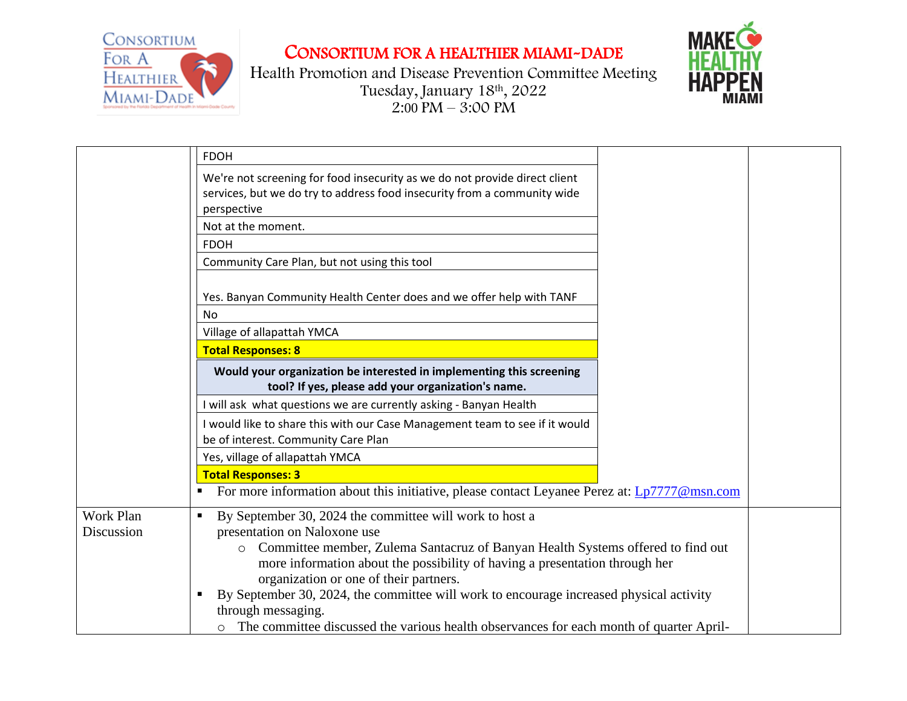# CONSORTIUM FOR A HEALTHIER MIAMI-DADE

Health Promotion and Disease Prevention Committee Meeting
Tuesday, January 18th, 2022
2:00 PM – 3:00 PM

| | | |
|---|---|---|
| | FDOH<br>We're not screening for food insecurity as we do not provide direct client services, but we do try to address food insecurity from a community wide perspective<br>Not at the moment.<br>FDOH<br>Community Care Plan, but not using this tool<br>Yes. Banyan Community Health Center does and we offer help with TANF<br>No<br>Village of allapattah YMCA<br>**Total Responses: 8**<br>**Would your organization be interested in implementing this screening tool? If yes, please add your organization's name.**<br>I will ask what questions we are currently asking - Banyan Health<br>I would like to share this with our Case Management team to see if it would be of interest. Community Care Plan<br>Yes, village of allapattah YMCA<br>**Total Responses: 3**<br>▪ For more information about this initiative, please contact Leyanee Perez at: Lp7777@msn.com | |
| Work Plan Discussion | ▪ By September 30, 2024 the committee will work to host a presentation on Naloxone use<br>  ○ Committee member, Zulema Santacruz of Banyan Health Systems offered to find out more information about the possibility of having a presentation through her organization or one of their partners.<br>▪ By September 30, 2024, the committee will work to encourage increased physical activity through messaging.<br>  ○ The committee discussed the various health observances for each month of quarter April- | |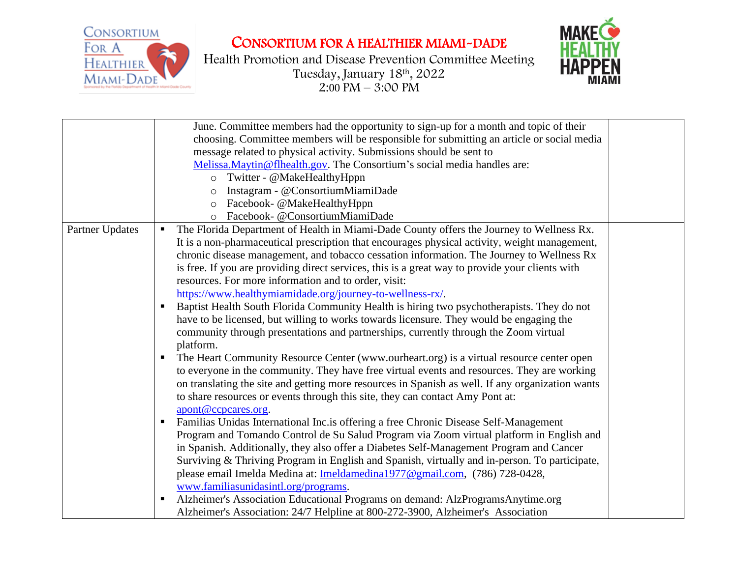| | | |
|---|---|---|
| | June. Committee members had the opportunity to sign-up for a month and topic of their choosing. Committee members will be responsible for submitting an article or social media message related to physical activity. Submissions should be sent to Melissa.Maytin@flhealth.gov. The Consortium's social media handles are:<br>○ Twitter - @MakeHealthyHppn<br>○ Instagram - @ConsortiumMiamiDade<br>○ Facebook- @MakeHealthyHppn<br>○ Facebook- @ConsortiumMiamiDade | |
| Partner Updates | ▪ The Florida Department of Health in Miami-Dade County offers the Journey to Wellness Rx. It is a non-pharmaceutical prescription that encourages physical activity, weight management, chronic disease management, and tobacco cessation information. The Journey to Wellness Rx is free. If you are providing direct services, this is a great way to provide your clients with resources. For more information and to order, visit: https://www.healthymiamidade.org/journey-to-wellness-rx/.<br>▪ Baptist Health South Florida Community Health is hiring two psychotherapists. They do not have to be licensed, but willing to works towards licensure. They would be engaging the community through presentations and partnerships, currently through the Zoom virtual platform.<br>▪ The Heart Community Resource Center (www.ourheart.org) is a virtual resource center open to everyone in the community. They have free virtual events and resources. They are working on translating the site and getting more resources in Spanish as well. If any organization wants to share resources or events through this site, they can contact Amy Pont at: apont@ccpcares.org.<br>▪ Familias Unidas International Inc.is offering a free Chronic Disease Self-Management Program and Tomando Control de Su Salud Program via Zoom virtual platform in English and in Spanish. Additionally, they also offer a Diabetes Self-Management Program and Cancer Surviving & Thriving Program in English and Spanish, virtually and in-person. To participate, please email Imelda Medina at: Imeldamedina1977@gmail.com, (786) 728-0428, www.familiasunidasintl.org/programs.<br>▪ Alzheimer's Association Educational Programs on demand: AlzProgramsAnytime.org Alzheimer's Association: 24/7 Helpline at 800-272-3900, Alzheimer's Association | |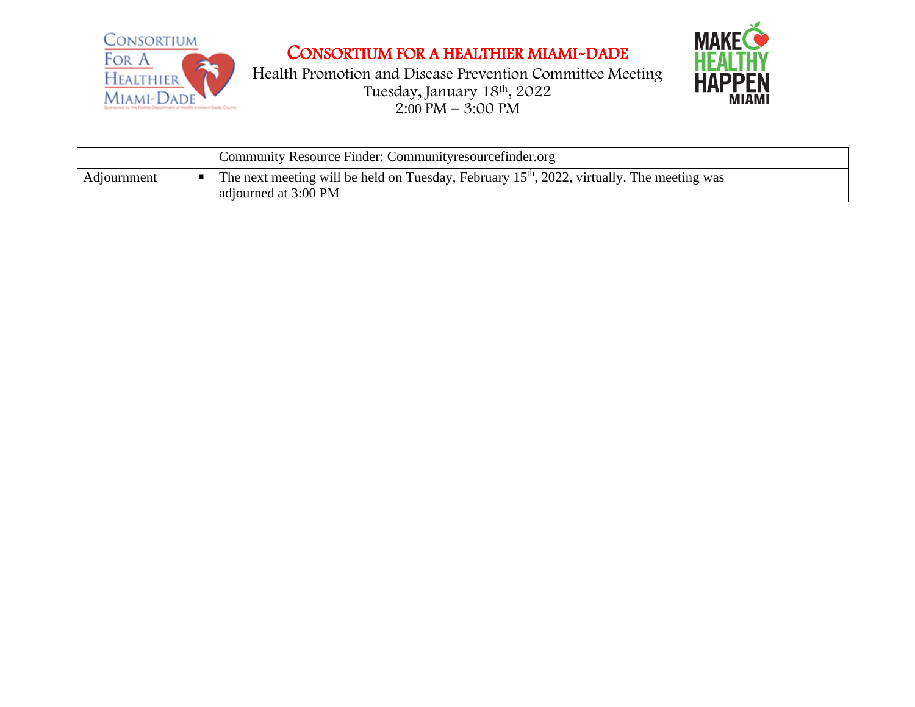# CONSORTIUM FOR A HEALTHIER MIAMI-DADE

Health Promotion and Disease Prevention Committee Meeting
Tuesday, January 18th, 2022
2:00 PM – 3:00 PM

| | | |
|---|---|---|
| | Community Resource Finder: Communityresourcefinder.org | |
| Adjournment | ▪ The next meeting will be held on Tuesday, February 15th, 2022, virtually. The meeting was adjourned at 3:00 PM | |